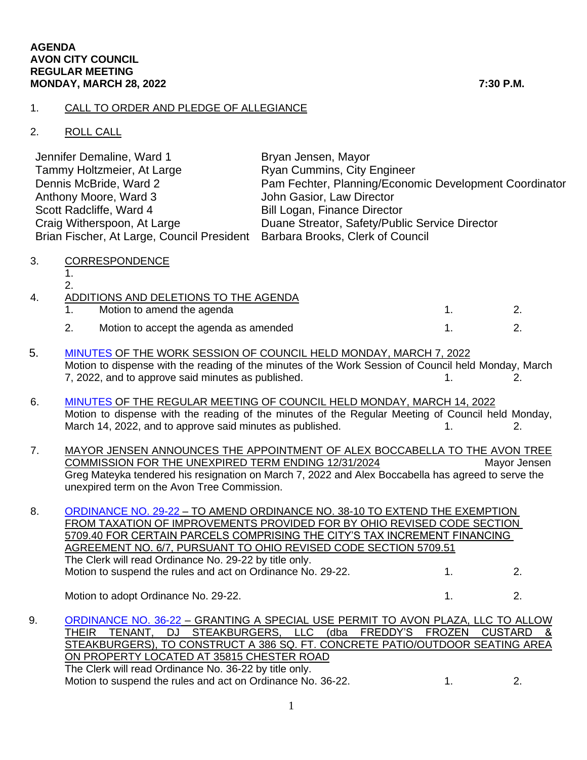**AGENDA**
**AVON CITY COUNCIL**
**REGULAR MEETING**
**MONDAY, MARCH 28, 2022** **7:30 P.M.**

1. CALL TO ORDER AND PLEDGE OF ALLEGIANCE

2. ROLL CALL

| | |
|---|---|
| Jennifer Demaline, Ward 1 | Bryan Jensen, Mayor |
| Tammy Holtzmeier, At Large | Ryan Cummins, City Engineer |
| Dennis McBride, Ward 2 | Pam Fechter, Planning/Economic Development Coordinator |
| Anthony Moore, Ward 3 | John Gasior, Law Director |
| Scott Radcliffe, Ward 4 | Bill Logan, Finance Director |
| Craig Witherspoon, At Large | Duane Streator, Safety/Public Service Director |
| Brian Fischer, At Large, Council President | Barbara Brooks, Clerk of Council |

3. CORRESPONDENCE
   1.
   2.

4. ADDITIONS AND DELETIONS TO THE AGENDA
   1. Motion to amend the agenda 1. 2.
   2. Motion to accept the agenda as amended 1. 2.

5. MINUTES OF THE WORK SESSION OF COUNCIL HELD MONDAY, MARCH 7, 2022
   Motion to dispense with the reading of the minutes of the Work Session of Council held Monday, March 7, 2022, and to approve said minutes as published. 1. 2.

6. MINUTES OF THE REGULAR MEETING OF COUNCIL HELD MONDAY, MARCH 14, 2022
   Motion to dispense with the reading of the minutes of the Regular Meeting of Council held Monday, March 14, 2022, and to approve said minutes as published. 1. 2.

7. MAYOR JENSEN ANNOUNCES THE APPOINTMENT OF ALEX BOCCABELLA TO THE AVON TREE COMMISSION FOR THE UNEXPIRED TERM ENDING 12/31/2024 Mayor Jensen
   Greg Mateyka tendered his resignation on March 7, 2022 and Alex Boccabella has agreed to serve the unexpired term on the Avon Tree Commission.

8. ORDINANCE NO. 29-22 – TO AMEND ORDINANCE NO. 38-10 TO EXTEND THE EXEMPTION FROM TAXATION OF IMPROVEMENTS PROVIDED FOR BY OHIO REVISED CODE SECTION 5709.40 FOR CERTAIN PARCELS COMPRISING THE CITY'S TAX INCREMENT FINANCING AGREEMENT NO. 6/7, PURSUANT TO OHIO REVISED CODE SECTION 5709.51
   The Clerk will read Ordinance No. 29-22 by title only.
   Motion to suspend the rules and act on Ordinance No. 29-22. 1. 2.

   Motion to adopt Ordinance No. 29-22. 1. 2.

9. ORDINANCE NO. 36-22 – GRANTING A SPECIAL USE PERMIT TO AVON PLAZA, LLC TO ALLOW THEIR TENANT, DJ STEAKBURGERS, LLC (dba FREDDY'S FROZEN CUSTARD & STEAKBURGERS), TO CONSTRUCT A 386 SQ. FT. CONCRETE PATIO/OUTDOOR SEATING AREA ON PROPERTY LOCATED AT 35815 CHESTER ROAD
   The Clerk will read Ordinance No. 36-22 by title only.
   Motion to suspend the rules and act on Ordinance No. 36-22. 1. 2.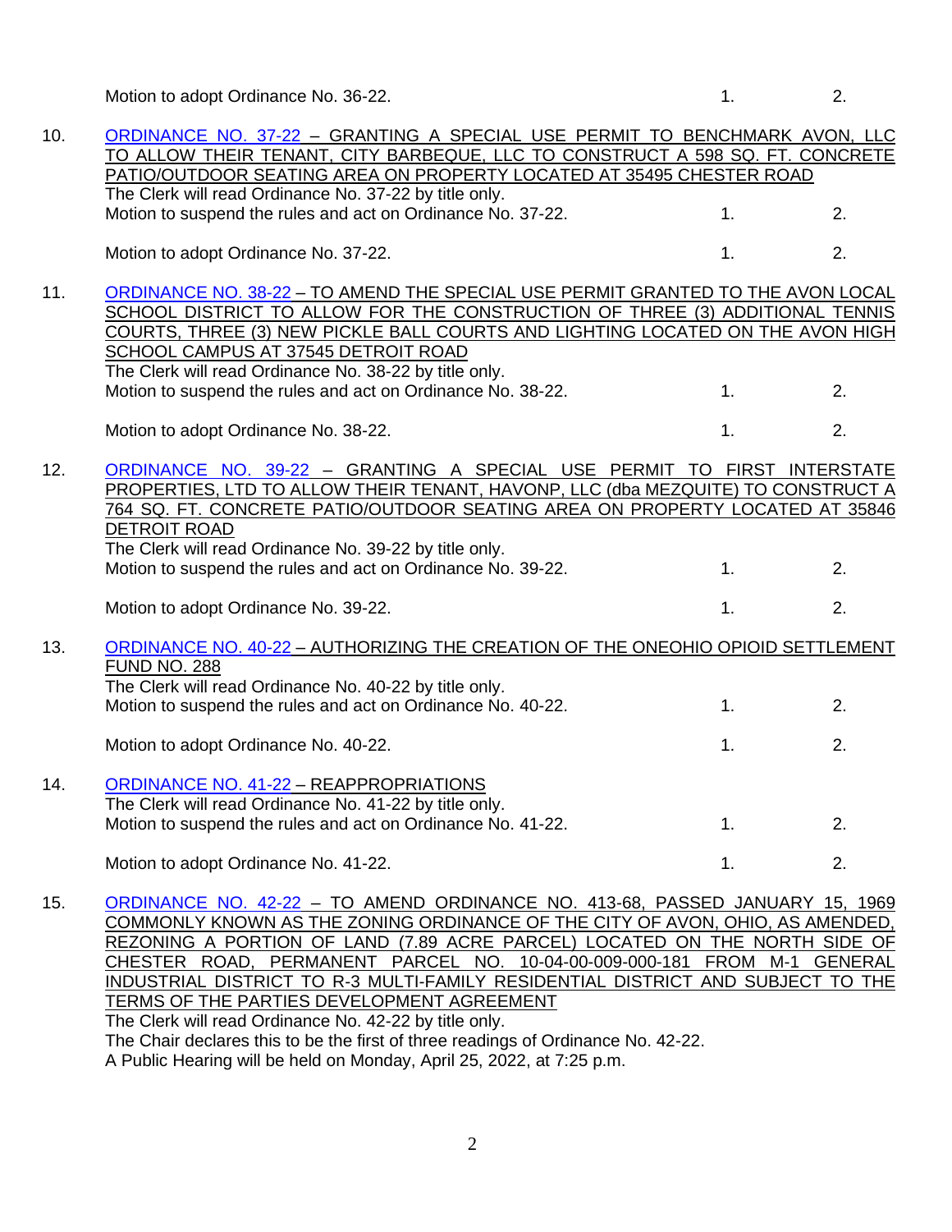Motion to adopt Ordinance No. 36-22. 1. 2.

10. ORDINANCE NO. 37-22 – GRANTING A SPECIAL USE PERMIT TO BENCHMARK AVON, LLC TO ALLOW THEIR TENANT, CITY BARBEQUE, LLC TO CONSTRUCT A 598 SQ. FT. CONCRETE PATIO/OUTDOOR SEATING AREA ON PROPERTY LOCATED AT 35495 CHESTER ROAD
    The Clerk will read Ordinance No. 37-22 by title only.
    Motion to suspend the rules and act on Ordinance No. 37-22. 1. 2.

    Motion to adopt Ordinance No. 37-22. 1. 2.

11. ORDINANCE NO. 38-22 – TO AMEND THE SPECIAL USE PERMIT GRANTED TO THE AVON LOCAL SCHOOL DISTRICT TO ALLOW FOR THE CONSTRUCTION OF THREE (3) ADDITIONAL TENNIS COURTS, THREE (3) NEW PICKLE BALL COURTS AND LIGHTING LOCATED ON THE AVON HIGH SCHOOL CAMPUS AT 37545 DETROIT ROAD
    The Clerk will read Ordinance No. 38-22 by title only.
    Motion to suspend the rules and act on Ordinance No. 38-22. 1. 2.

    Motion to adopt Ordinance No. 38-22. 1. 2.

12. ORDINANCE NO. 39-22 – GRANTING A SPECIAL USE PERMIT TO FIRST INTERSTATE PROPERTIES, LTD TO ALLOW THEIR TENANT, HAVONP, LLC (dba MEZQUITE) TO CONSTRUCT A 764 SQ. FT. CONCRETE PATIO/OUTDOOR SEATING AREA ON PROPERTY LOCATED AT 35846 DETROIT ROAD
    The Clerk will read Ordinance No. 39-22 by title only.
    Motion to suspend the rules and act on Ordinance No. 39-22. 1. 2.

    Motion to adopt Ordinance No. 39-22. 1. 2.

13. ORDINANCE NO. 40-22 – AUTHORIZING THE CREATION OF THE ONEOHIO OPIOID SETTLEMENT FUND NO. 288
    The Clerk will read Ordinance No. 40-22 by title only.
    Motion to suspend the rules and act on Ordinance No. 40-22. 1. 2.

    Motion to adopt Ordinance No. 40-22. 1. 2.

14. ORDINANCE NO. 41-22 – REAPPROPRIATIONS
    The Clerk will read Ordinance No. 41-22 by title only.
    Motion to suspend the rules and act on Ordinance No. 41-22. 1. 2.

    Motion to adopt Ordinance No. 41-22. 1. 2.

15. ORDINANCE NO. 42-22 – TO AMEND ORDINANCE NO. 413-68, PASSED JANUARY 15, 1969 COMMONLY KNOWN AS THE ZONING ORDINANCE OF THE CITY OF AVON, OHIO, AS AMENDED, REZONING A PORTION OF LAND (7.89 ACRE PARCEL) LOCATED ON THE NORTH SIDE OF CHESTER ROAD, PERMANENT PARCEL NO. 10-04-00-009-000-181 FROM M-1 GENERAL INDUSTRIAL DISTRICT TO R-3 MULTI-FAMILY RESIDENTIAL DISTRICT AND SUBJECT TO THE TERMS OF THE PARTIES DEVELOPMENT AGREEMENT
    The Clerk will read Ordinance No. 42-22 by title only.
    The Chair declares this to be the first of three readings of Ordinance No. 42-22.
    A Public Hearing will be held on Monday, April 25, 2022, at 7:25 p.m.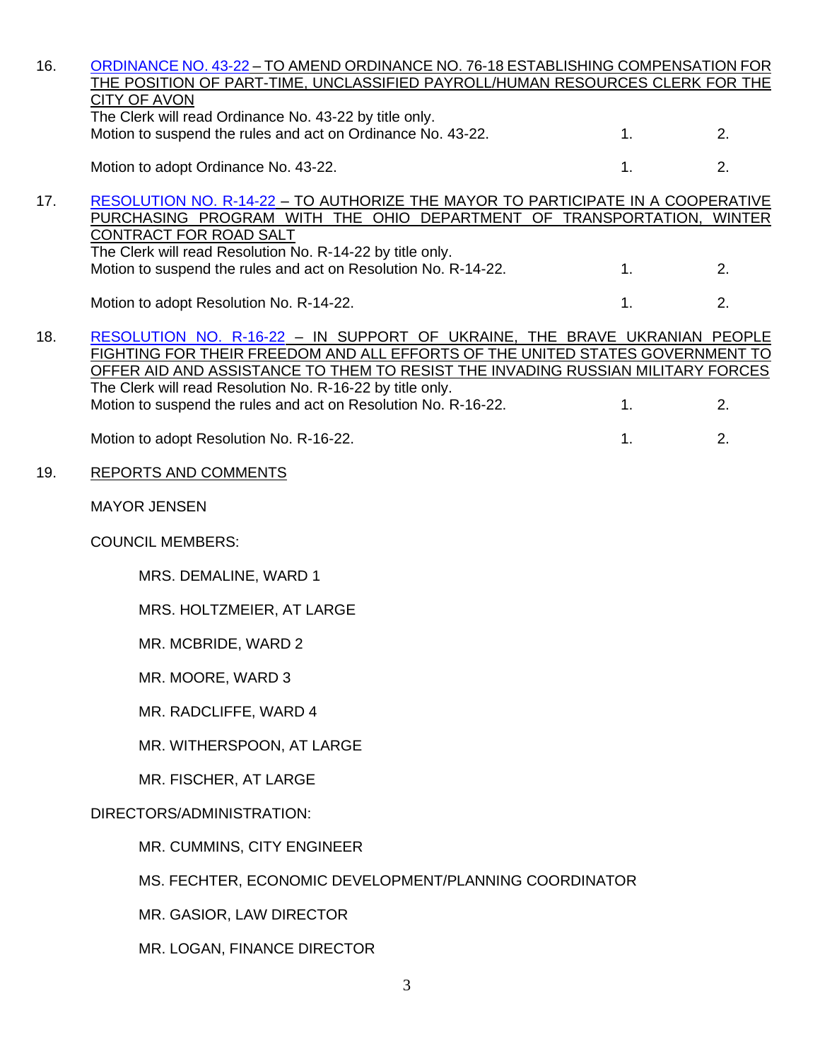16. ORDINANCE NO. 43-22 – TO AMEND ORDINANCE NO. 76-18 ESTABLISHING COMPENSATION FOR THE POSITION OF PART-TIME, UNCLASSIFIED PAYROLL/HUMAN RESOURCES CLERK FOR THE CITY OF AVON

    The Clerk will read Ordinance No. 43-22 by title only.
    Motion to suspend the rules and act on Ordinance No. 43-22. 1. 2.

    Motion to adopt Ordinance No. 43-22. 1. 2.

17. RESOLUTION NO. R-14-22 – TO AUTHORIZE THE MAYOR TO PARTICIPATE IN A COOPERATIVE PURCHASING PROGRAM WITH THE OHIO DEPARTMENT OF TRANSPORTATION, WINTER CONTRACT FOR ROAD SALT

    The Clerk will read Resolution No. R-14-22 by title only.
    Motion to suspend the rules and act on Resolution No. R-14-22. 1. 2.

    Motion to adopt Resolution No. R-14-22. 1. 2.

18. RESOLUTION NO. R-16-22 – IN SUPPORT OF UKRAINE, THE BRAVE UKRANIAN PEOPLE FIGHTING FOR THEIR FREEDOM AND ALL EFFORTS OF THE UNITED STATES GOVERNMENT TO OFFER AID AND ASSISTANCE TO THEM TO RESIST THE INVADING RUSSIAN MILITARY FORCES

    The Clerk will read Resolution No. R-16-22 by title only.
    Motion to suspend the rules and act on Resolution No. R-16-22. 1. 2.

    Motion to adopt Resolution No. R-16-22. 1. 2.

19. REPORTS AND COMMENTS

    MAYOR JENSEN

    COUNCIL MEMBERS:

    - MRS. DEMALINE, WARD 1
    - MRS. HOLTZMEIER, AT LARGE
    - MR. MCBRIDE, WARD 2
    - MR. MOORE, WARD 3
    - MR. RADCLIFFE, WARD 4
    - MR. WITHERSPOON, AT LARGE
    - MR. FISCHER, AT LARGE

    DIRECTORS/ADMINISTRATION:

    - MR. CUMMINS, CITY ENGINEER
    - MS. FECHTER, ECONOMIC DEVELOPMENT/PLANNING COORDINATOR
    - MR. GASIOR, LAW DIRECTOR
    - MR. LOGAN, FINANCE DIRECTOR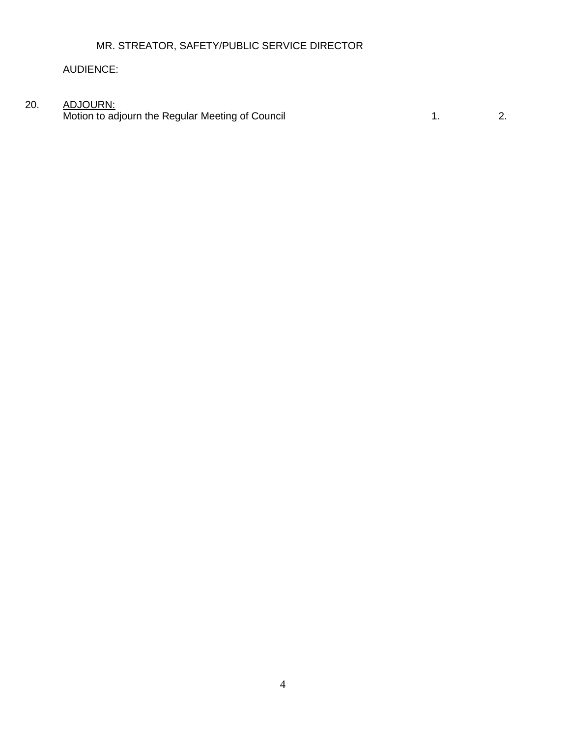MR. STREATOR, SAFETY/PUBLIC SERVICE DIRECTOR

AUDIENCE:

20. ADJOURN:
Motion to adjourn the Regular Meeting of Council 1. 2.